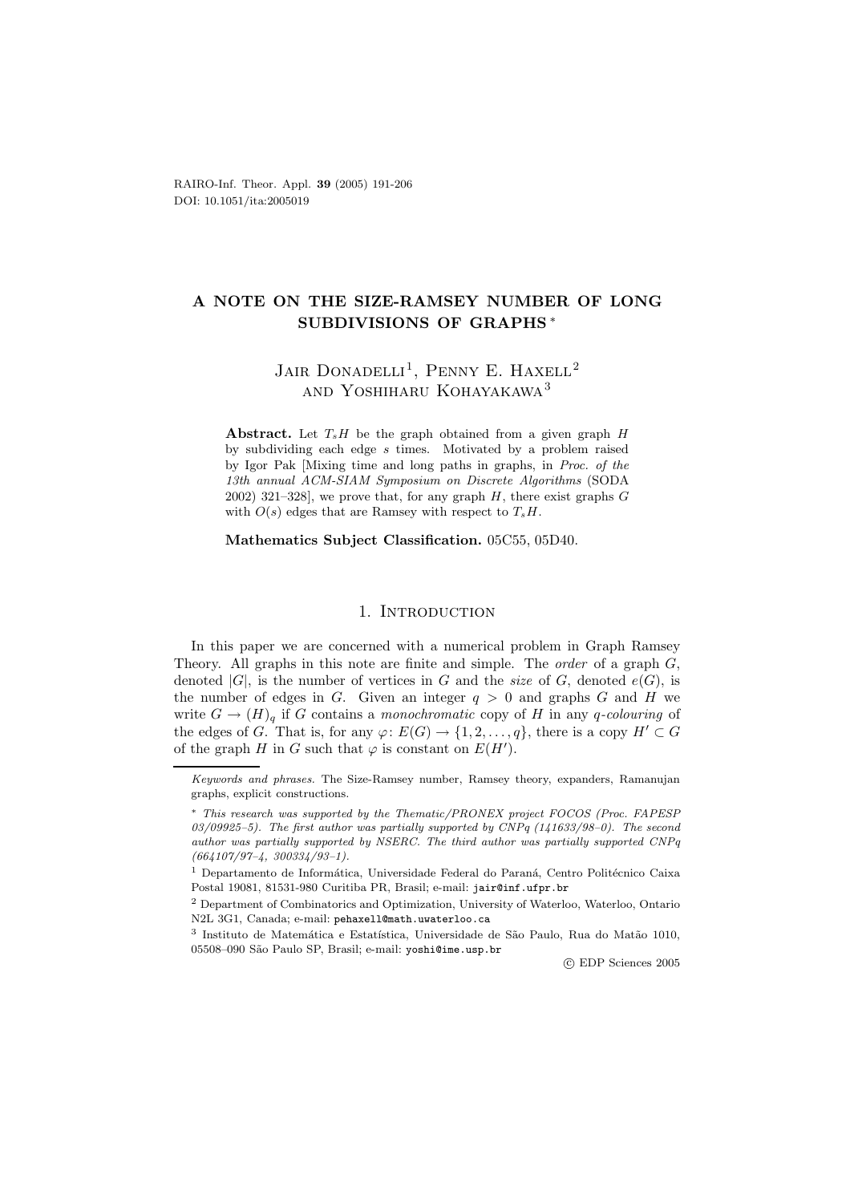# A NOTE ON THE SIZE-RAMSEY NUMBER OF LONG SUBDIVISIONS OF GRAPHS [*]

Jair Donadelli[1], Penny E. Haxell[2] and Yoshiharu Kohayakawa[3]

**Abstract.** Let $T_sH$ be the graph obtained from a given graph $H$ by subdividing each edge $s$ times. Motivated by a problem raised by Igor Pak [Mixing time and long paths in graphs, in *Proc. of the 13th annual ACM-SIAM Symposium on Discrete Algorithms* (SODA 2002) 321–328], we prove that, for any graph $H$, there exist graphs $G$ with $O(s)$ edges that are Ramsey with respect to $T_sH$.

**Mathematics Subject Classification.** 05C55, 05D40.

## 1. Introduction

In this paper we are concerned with a numerical problem in Graph Ramsey Theory. All graphs in this note are finite and simple. The *order* of a graph $G$, denoted $|G|$, is the number of vertices in $G$ and the *size* of $G$, denoted $e(G)$, is the number of edges in $G$. Given an integer $q > 0$ and graphs $G$ and $H$ we write $G \to (H)_q$ if $G$ contains a *monochromatic* copy of $H$ in any $q$-*colouring* of the edges of $G$. That is, for any $\varphi\colon E(G) \to \{1, 2, \ldots, q\}$, there is a copy $H' \subset G$ of the graph $H$ in $G$ such that $\varphi$ is constant on $E(H')$.

---

*Keywords and phrases.* The Size-Ramsey number, Ramsey theory, expanders, Ramanujan graphs, explicit constructions.

[*] *This research was supported by the Thematic/PRONEX project FOCOS (Proc. FAPESP 03/09925–5). The first author was partially supported by CNPq (141633/98–0). The second author was partially supported by NSERC. The third author was partially supported CNPq (664107/97–4, 300334/93–1).*

[1] Departamento de Informática, Universidade Federal do Paraná, Centro Politécnico Caixa Postal 19081, 81531-980 Curitiba PR, Brasil; e-mail: jair@inf.ufpr.br

[2] Department of Combinatorics and Optimization, University of Waterloo, Waterloo, Ontario N2L 3G1, Canada; e-mail: pehaxell@math.uwaterloo.ca

[3] Instituto de Matemática e Estatística, Universidade de São Paulo, Rua do Matão 1010, 05508–090 São Paulo SP, Brasil; e-mail: yoshi@ime.usp.br

© EDP Sciences 2005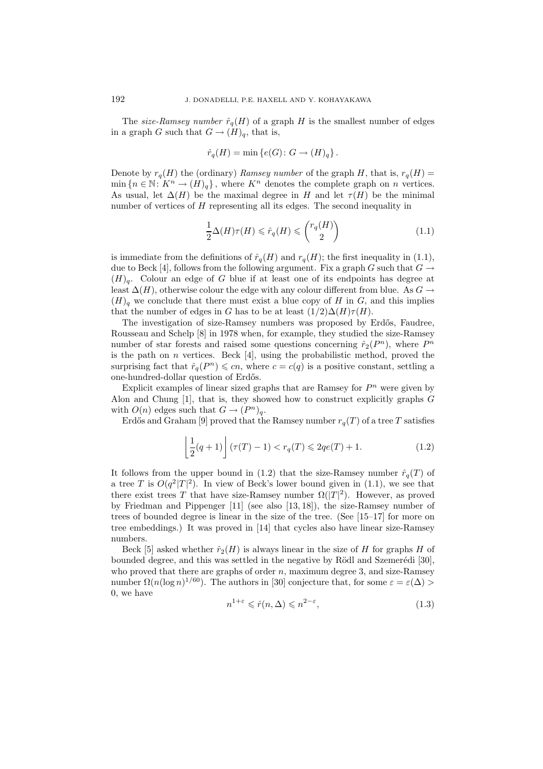The *size-Ramsey number* $\hat{r}_q(H)$ of a graph $H$ is the smallest number of edges in a graph $G$ such that $G \to (H)_q$, that is,

$$\hat{r}_q(H) = \min \{e(G) \colon G \to (H)_q\}.$$

Denote by $r_q(H)$ the (ordinary) *Ramsey number* of the graph $H$, that is, $r_q(H) = \min \{n \in \mathbb{N} \colon K^n \to (H)_q\}$, where $K^n$ denotes the complete graph on $n$ vertices. As usual, let $\Delta(H)$ be the maximal degree in $H$ and let $\tau(H)$ be the minimal number of vertices of $H$ representing all its edges. The second inequality in

$$\frac{1}{2}\Delta(H)\tau(H) \leqslant \hat{r}_q(H) \leqslant \binom{r_q(H)}{2} \tag{1.1}$$

is immediate from the definitions of $\hat{r}_q(H)$ and $r_q(H)$; the first inequality in (1.1), due to Beck [4], follows from the following argument. Fix a graph $G$ such that $G \to (H)_q$. Colour an edge of $G$ blue if at least one of its endpoints has degree at least $\Delta(H)$, otherwise colour the edge with any colour different from blue. As $G \to (H)_q$ we conclude that there must exist a blue copy of $H$ in $G$, and this implies that the number of edges in $G$ has to be at least $(1/2)\Delta(H)\tau(H)$.

The investigation of size-Ramsey numbers was proposed by Erdős, Faudree, Rousseau and Schelp [8] in 1978 when, for example, they studied the size-Ramsey number of star forests and raised some questions concerning $\hat{r}_2(P^n)$, where $P^n$ is the path on $n$ vertices. Beck [4], using the probabilistic method, proved the surprising fact that $\hat{r}_q(P^n) \leqslant cn$, where $c = c(q)$ is a positive constant, settling a one-hundred-dollar question of Erdős.

Explicit examples of linear sized graphs that are Ramsey for $P^n$ were given by Alon and Chung [1], that is, they showed how to construct explicitly graphs $G$ with $O(n)$ edges such that $G \to (P^n)_q$.

Erdős and Graham [9] proved that the Ramsey number $r_q(T)$ of a tree $T$ satisfies

$$\left\lfloor \frac{1}{2}(q+1) \right\rfloor (\tau(T) - 1) < r_q(T) \leqslant 2qe(T) + 1. \tag{1.2}$$

It follows from the upper bound in (1.2) that the size-Ramsey number $\hat{r}_q(T)$ of a tree $T$ is $O(q^2|T|^2)$. In view of Beck's lower bound given in (1.1), we see that there exist trees $T$ that have size-Ramsey number $\Omega(|T|^2)$. However, as proved by Friedman and Pippenger [11] (see also [13, 18]), the size-Ramsey number of trees of bounded degree is linear in the size of the tree. (See [15–17] for more on tree embeddings.) It was proved in [14] that cycles also have linear size-Ramsey numbers.

Beck [5] asked whether $\hat{r}_2(H)$ is always linear in the size of $H$ for graphs $H$ of bounded degree, and this was settled in the negative by Rödl and Szemerédi [30], who proved that there are graphs of order $n$, maximum degree 3, and size-Ramsey number $\Omega(n(\log n)^{1/60})$. The authors in [30] conjecture that, for some $\varepsilon = \varepsilon(\Delta) > 0$, we have

$$n^{1+\varepsilon} \leqslant \hat{r}(n, \Delta) \leqslant n^{2-\varepsilon}, \tag{1.3}$$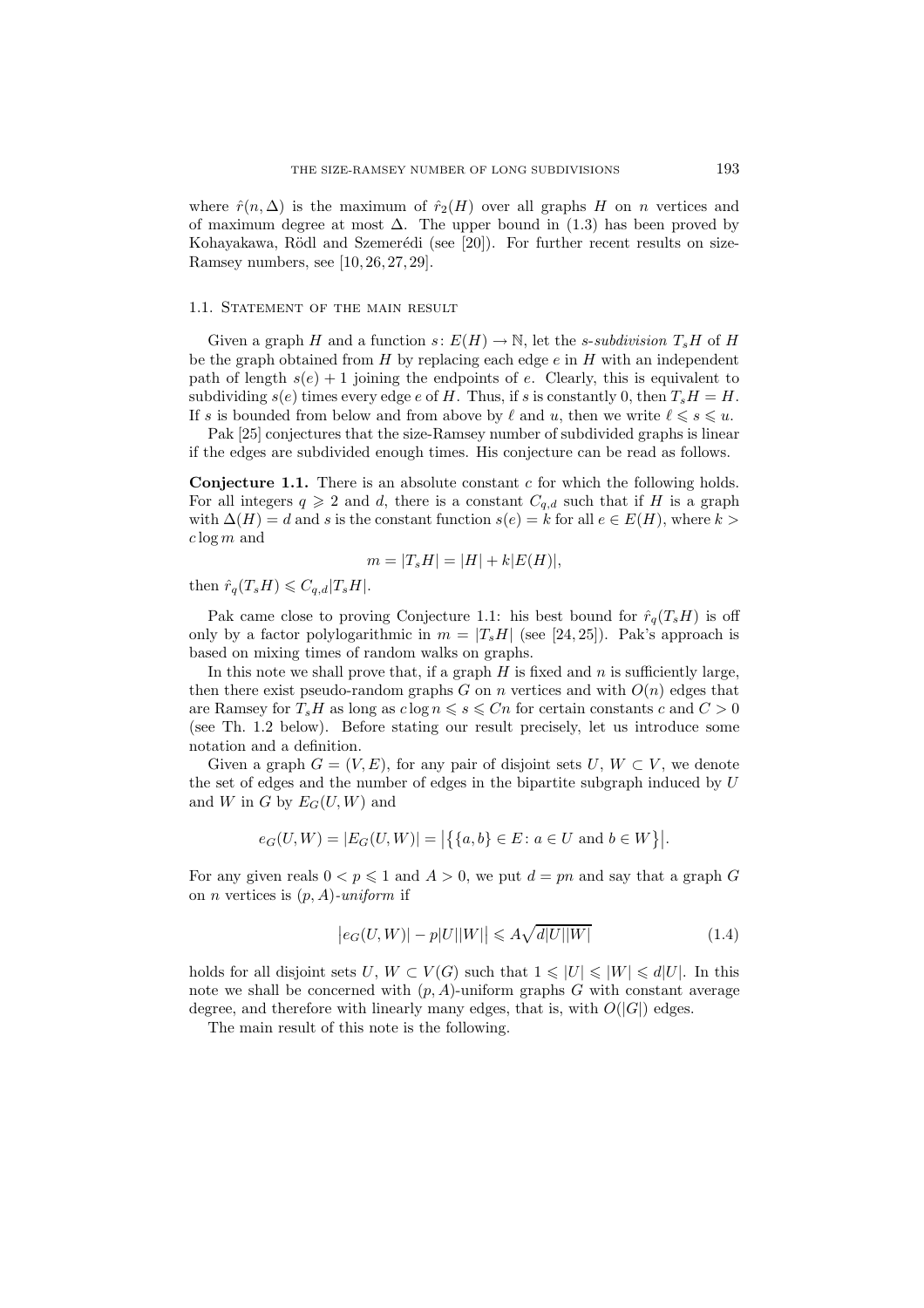where $\hat{r}(n, \Delta)$ is the maximum of $\hat{r}_2(H)$ over all graphs $H$ on $n$ vertices and of maximum degree at most $\Delta$. The upper bound in (1.3) has been proved by Kohayakawa, Rödl and Szemerédi (see [20]). For further recent results on size-Ramsey numbers, see [10, 26, 27, 29].

### 1.1. Statement of the main result

Given a graph $H$ and a function $s\colon E(H) \to \mathbb{N}$, let the *s-subdivision* $T_sH$ of $H$ be the graph obtained from $H$ by replacing each edge $e$ in $H$ with an independent path of length $s(e) + 1$ joining the endpoints of $e$. Clearly, this is equivalent to subdividing $s(e)$ times every edge $e$ of $H$. Thus, if $s$ is constantly 0, then $T_sH = H$. If $s$ is bounded from below and from above by $\ell$ and $u$, then we write $\ell \leqslant s \leqslant u$.

Pak [25] conjectures that the size-Ramsey number of subdivided graphs is linear if the edges are subdivided enough times. His conjecture can be read as follows.

**Conjecture 1.1.** There is an absolute constant $c$ for which the following holds. For all integers $q \geqslant 2$ and $d$, there is a constant $C_{q,d}$ such that if $H$ is a graph with $\Delta(H) = d$ and $s$ is the constant function $s(e) = k$ for all $e \in E(H)$, where $k > c \log m$ and

$$m = |T_sH| = |H| + k|E(H)|,$$

then $\hat{r}_q(T_sH) \leqslant C_{q,d}|T_sH|$.

Pak came close to proving Conjecture 1.1: his best bound for $\hat{r}_q(T_sH)$ is off only by a factor polylogarithmic in $m = |T_sH|$ (see [24, 25]). Pak's approach is based on mixing times of random walks on graphs.

In this note we shall prove that, if a graph $H$ is fixed and $n$ is sufficiently large, then there exist pseudo-random graphs $G$ on $n$ vertices and with $O(n)$ edges that are Ramsey for $T_sH$ as long as $c \log n \leqslant s \leqslant Cn$ for certain constants $c$ and $C > 0$ (see Th. 1.2 below). Before stating our result precisely, let us introduce some notation and a definition.

Given a graph $G = (V, E)$, for any pair of disjoint sets $U$, $W \subset V$, we denote the set of edges and the number of edges in the bipartite subgraph induced by $U$ and $W$ in $G$ by $E_G(U, W)$ and

$$e_G(U, W) = |E_G(U, W)| = \big|\big\{\{a, b\} \in E\colon a \in U \text{ and } b \in W\big\}\big|.$$

For any given reals $0 < p \leqslant 1$ and $A > 0$, we put $d = pn$ and say that a graph $G$ on $n$ vertices is $(p, A)$-*uniform* if

$$\big|e_G(U, W)| - p|U||W|\big| \leqslant A\sqrt{d|U||W|} \tag{1.4}$$

holds for all disjoint sets $U$, $W \subset V(G)$ such that $1 \leqslant |U| \leqslant |W| \leqslant d|U|$. In this note we shall be concerned with $(p, A)$-uniform graphs $G$ with constant average degree, and therefore with linearly many edges, that is, with $O(|G|)$ edges.

The main result of this note is the following.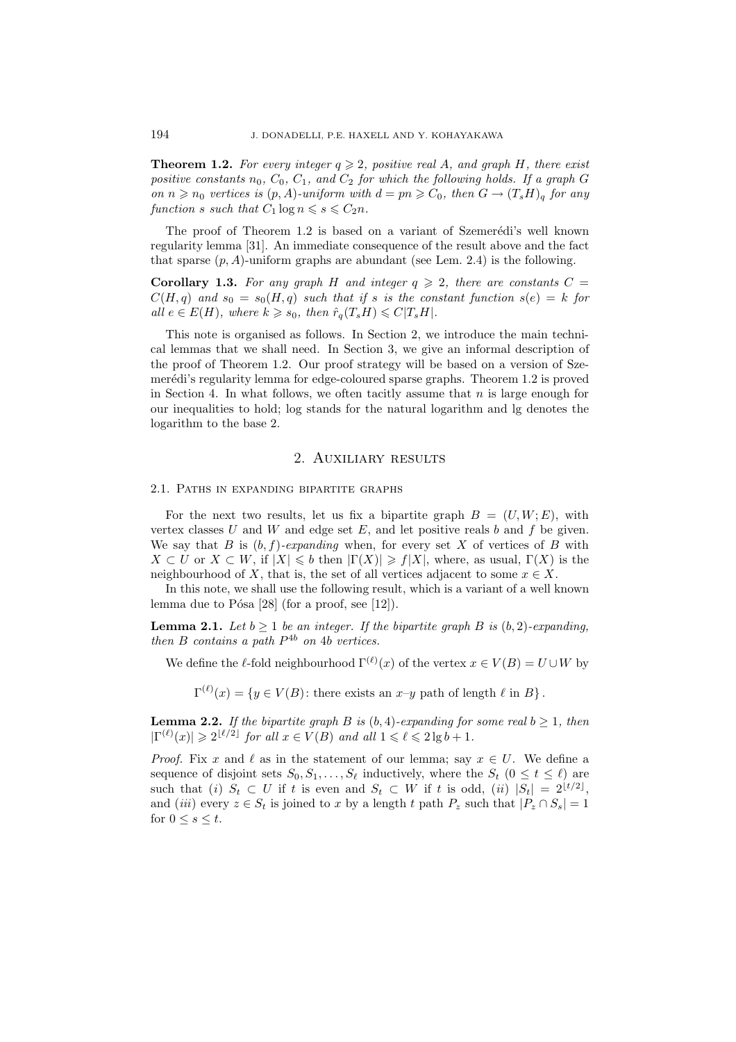**Theorem 1.2.** *For every integer $q \geqslant 2$, positive real $A$, and graph $H$, there exist positive constants $n_0$, $C_0$, $C_1$, and $C_2$ for which the following holds. If a graph $G$ on $n \geqslant n_0$ vertices is $(p, A)$-uniform with $d = pn \geqslant C_0$, then $G \to (T_s H)_q$ for any function $s$ such that $C_1 \log n \leqslant s \leqslant C_2 n$.*

The proof of Theorem 1.2 is based on a variant of Szemerédi's well known regularity lemma [31]. An immediate consequence of the result above and the fact that sparse $(p, A)$-uniform graphs are abundant (see Lem. 2.4) is the following.

**Corollary 1.3.** *For any graph $H$ and integer $q \geqslant 2$, there are constants $C = C(H, q)$ and $s_0 = s_0(H, q)$ such that if $s$ is the constant function $s(e) = k$ for all $e \in E(H)$, where $k \geqslant s_0$, then $\hat{r}_q(T_s H) \leqslant C|T_s H|$.*

This note is organised as follows. In Section 2, we introduce the main technical lemmas that we shall need. In Section 3, we give an informal description of the proof of Theorem 1.2. Our proof strategy will be based on a version of Szemerédi's regularity lemma for edge-coloured sparse graphs. Theorem 1.2 is proved in Section 4. In what follows, we often tacitly assume that $n$ is large enough for our inequalities to hold; log stands for the natural logarithm and lg denotes the logarithm to the base 2.

## 2. Auxiliary results

### 2.1. Paths in expanding bipartite graphs

For the next two results, let us fix a bipartite graph $B = (U, W; E)$, with vertex classes $U$ and $W$ and edge set $E$, and let positive reals $b$ and $f$ be given. We say that $B$ is *$(b, f)$-expanding* when, for every set $X$ of vertices of $B$ with $X \subset U$ or $X \subset W$, if $|X| \leqslant b$ then $|\Gamma(X)| \geqslant f|X|$, where, as usual, $\Gamma(X)$ is the neighbourhood of $X$, that is, the set of all vertices adjacent to some $x \in X$.

In this note, we shall use the following result, which is a variant of a well known lemma due to Pósa [28] (for a proof, see [12]).

**Lemma 2.1.** *Let $b \geq 1$ be an integer. If the bipartite graph $B$ is $(b, 2)$-expanding, then $B$ contains a path $P^{4b}$ on $4b$ vertices.*

We define the $\ell$-fold neighbourhood $\Gamma^{(\ell)}(x)$ of the vertex $x \in V(B) = U \cup W$ by

$$\Gamma^{(\ell)}(x) = \{y \in V(B) \colon \text{there exists an } x\text{–}y \text{ path of length } \ell \text{ in } B\}.$$

**Lemma 2.2.** *If the bipartite graph $B$ is $(b, 4)$-expanding for some real $b \geq 1$, then $|\Gamma^{(\ell)}(x)| \geqslant 2^{\lfloor \ell/2 \rfloor}$ for all $x \in V(B)$ and all $1 \leqslant \ell \leqslant 2 \lg b + 1$.*

*Proof.* Fix $x$ and $\ell$ as in the statement of our lemma; say $x \in U$. We define a sequence of disjoint sets $S_0, S_1, \ldots, S_\ell$ inductively, where the $S_t$ $(0 \leq t \leq \ell)$ are such that $(i)$ $S_t \subset U$ if $t$ is even and $S_t \subset W$ if $t$ is odd, $(ii)$ $|S_t| = 2^{\lfloor t/2 \rfloor}$, and $(iii)$ every $z \in S_t$ is joined to $x$ by a length $t$ path $P_z$ such that $|P_z \cap S_s| = 1$ for $0 \leq s \leq t$.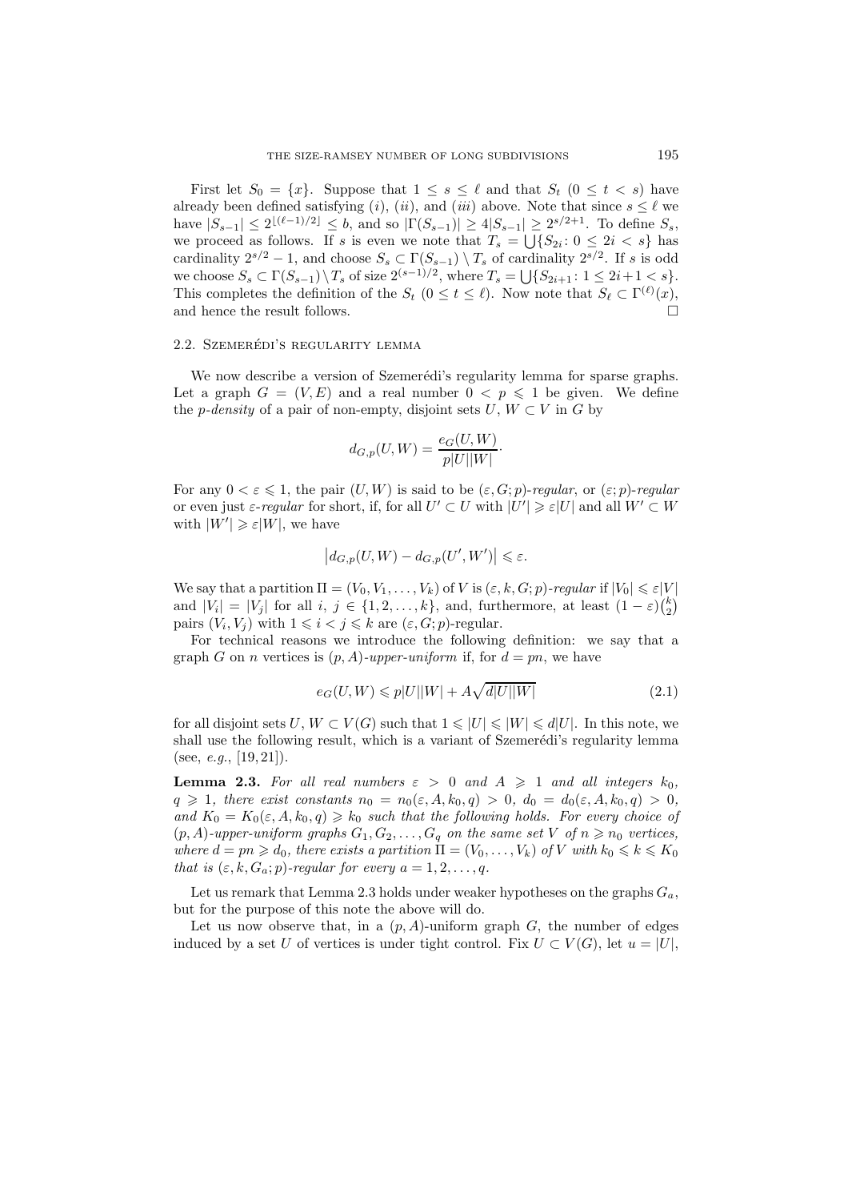First let $S_0 = \{x\}$. Suppose that $1 \le s \le \ell$ and that $S_t$ $(0 \le t < s)$ have already been defined satisfying $(i)$, $(ii)$, and $(iii)$ above. Note that since $s \le \ell$ we have $|S_{s-1}| \le 2^{\lfloor(\ell-1)/2\rfloor} \le b$, and so $|\Gamma(S_{s-1})| \ge 4|S_{s-1}| \ge 2^{s/2+1}$. To define $S_s$, we proceed as follows. If $s$ is even we note that $T_s = \bigcup\{S_{2i} \colon 0 \le 2i < s\}$ has cardinality $2^{s/2} - 1$, and choose $S_s \subset \Gamma(S_{s-1}) \setminus T_s$ of cardinality $2^{s/2}$. If $s$ is odd we choose $S_s \subset \Gamma(S_{s-1}) \setminus T_s$ of size $2^{(s-1)/2}$, where $T_s = \bigcup\{S_{2i+1} \colon 1 \le 2i+1 < s\}$. This completes the definition of the $S_t$ $(0 \le t \le \ell)$. Now note that $S_\ell \subset \Gamma^{(\ell)}(x)$, and hence the result follows. □

## 2.2. Szemerédi's regularity lemma

We now describe a version of Szemerédi's regularity lemma for sparse graphs. Let a graph $G = (V, E)$ and a real number $0 < p \leqslant 1$ be given. We define the *p-density* of a pair of non-empty, disjoint sets $U$, $W \subset V$ in $G$ by

$$d_{G,p}(U, W) = \frac{e_G(U, W)}{p|U||W|}.$$

For any $0 < \varepsilon \leqslant 1$, the pair $(U, W)$ is said to be *$(\varepsilon, G; p)$-regular*, or *$(\varepsilon; p)$-regular* or even just *$\varepsilon$-regular* for short, if, for all $U' \subset U$ with $|U'| \geqslant \varepsilon|U|$ and all $W' \subset W$ with $|W'| \geqslant \varepsilon|W|$, we have

$$\left|d_{G,p}(U, W) - d_{G,p}(U', W')\right| \leqslant \varepsilon.$$

We say that a partition $\Pi = (V_0, V_1, \ldots, V_k)$ of $V$ is *$(\varepsilon, k, G; p)$-regular* if $|V_0| \leqslant \varepsilon|V|$ and $|V_i| = |V_j|$ for all $i$, $j \in \{1, 2, \ldots, k\}$, and, furthermore, at least $(1 - \varepsilon)\binom{k}{2}$ pairs $(V_i, V_j)$ with $1 \leqslant i < j \leqslant k$ are $(\varepsilon, G; p)$-regular.

For technical reasons we introduce the following definition: we say that a graph $G$ on $n$ vertices is *$(p, A)$-upper-uniform* if, for $d = pn$, we have

$$e_G(U, W) \leqslant p|U||W| + A\sqrt{d|U||W|} \tag{2.1}$$

for all disjoint sets $U$, $W \subset V(G)$ such that $1 \leqslant |U| \leqslant |W| \leqslant d|U|$. In this note, we shall use the following result, which is a variant of Szemerédi's regularity lemma (see, *e.g.*, [19, 21]).

**Lemma 2.3.** *For all real numbers $\varepsilon > 0$ and $A \geqslant 1$ and all integers $k_0$, $q \geqslant 1$, there exist constants $n_0 = n_0(\varepsilon, A, k_0, q) > 0$, $d_0 = d_0(\varepsilon, A, k_0, q) > 0$, and $K_0 = K_0(\varepsilon, A, k_0, q) \geqslant k_0$ such that the following holds. For every choice of $(p, A)$-upper-uniform graphs $G_1, G_2, \ldots, G_q$ on the same set $V$ of $n \geqslant n_0$ vertices, where $d = pn \geqslant d_0$, there exists a partition $\Pi = (V_0, \ldots, V_k)$ of $V$ with $k_0 \leqslant k \leqslant K_0$ that is $(\varepsilon, k, G_a; p)$-regular for every $a = 1, 2, \ldots, q$.*

Let us remark that Lemma 2.3 holds under weaker hypotheses on the graphs $G_a$, but for the purpose of this note the above will do.

Let us now observe that, in a $(p, A)$-uniform graph $G$, the number of edges induced by a set $U$ of vertices is under tight control. Fix $U \subset V(G)$, let $u = |U|$,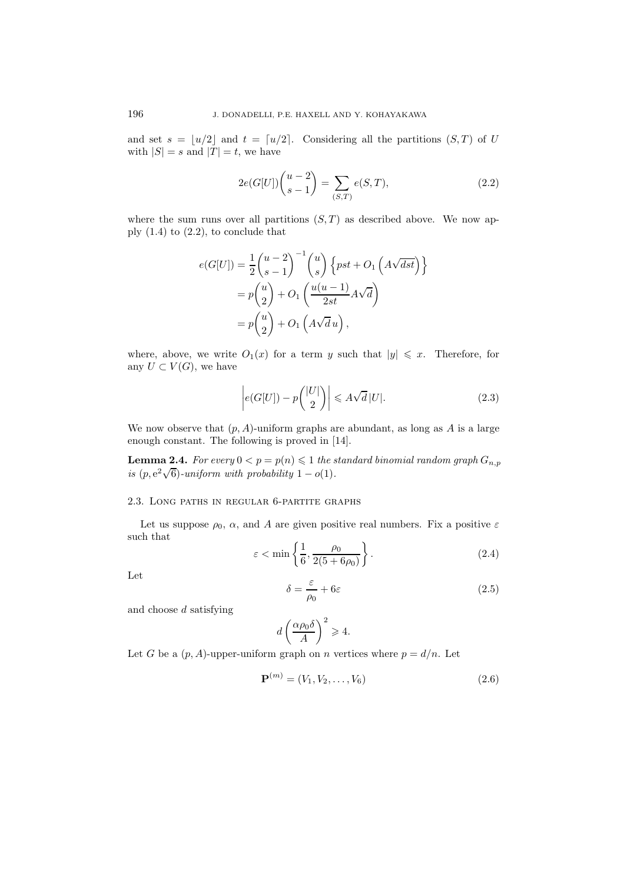and set $s = \lfloor u/2 \rfloor$ and $t = \lceil u/2 \rceil$. Considering all the partitions $(S,T)$ of $U$ with $|S| = s$ and $|T| = t$, we have

$$2e(G[U])\binom{u-2}{s-1} = \sum_{(S,T)} e(S,T), \tag{2.2}$$

where the sum runs over all partitions $(S,T)$ as described above. We now apply (1.4) to (2.2), to conclude that

$$\begin{aligned}
e(G[U]) &= \frac{1}{2}\binom{u-2}{s-1}^{-1}\binom{u}{s}\left\{pst + O_1\left(A\sqrt{dst}\right)\right\} \\
&= p\binom{u}{2} + O_1\left(\frac{u(u-1)}{2st}A\sqrt{d}\right) \\
&= p\binom{u}{2} + O_1\left(A\sqrt{d}\,u\right),
\end{aligned}$$

where, above, we write $O_1(x)$ for a term $y$ such that $|y| \leqslant x$. Therefore, for any $U \subset V(G)$, we have

$$\left| e(G[U]) - p\binom{|U|}{2} \right| \leqslant A\sqrt{d}\,|U|. \tag{2.3}$$

We now observe that $(p,A)$-uniform graphs are abundant, as long as $A$ is a large enough constant. The following is proved in [14].

**Lemma 2.4.** *For every $0 < p = p(n) \leqslant 1$ the standard binomial random graph $G_{n,p}$ is $(p, \mathrm{e}^2\sqrt{6})$-uniform with probability $1 - o(1)$.*

### 2.3. Long paths in regular 6-partite graphs

Let us suppose $\rho_0$, $\alpha$, and $A$ are given positive real numbers. Fix a positive $\varepsilon$ such that

$$\varepsilon < \min\left\{\frac{1}{6}, \frac{\rho_0}{2(5+6\rho_0)}\right\}. \tag{2.4}$$

Let

$$\delta = \frac{\varepsilon}{\rho_0} + 6\varepsilon \tag{2.5}$$

and choose $d$ satisfying

$$d\left(\frac{\alpha\rho_0\delta}{A}\right)^2 \geqslant 4.$$

Let $G$ be a $(p,A)$-upper-uniform graph on $n$ vertices where $p = d/n$. Let

$$\mathbf{P}^{(m)} = (V_1, V_2, \ldots, V_6) \tag{2.6}$$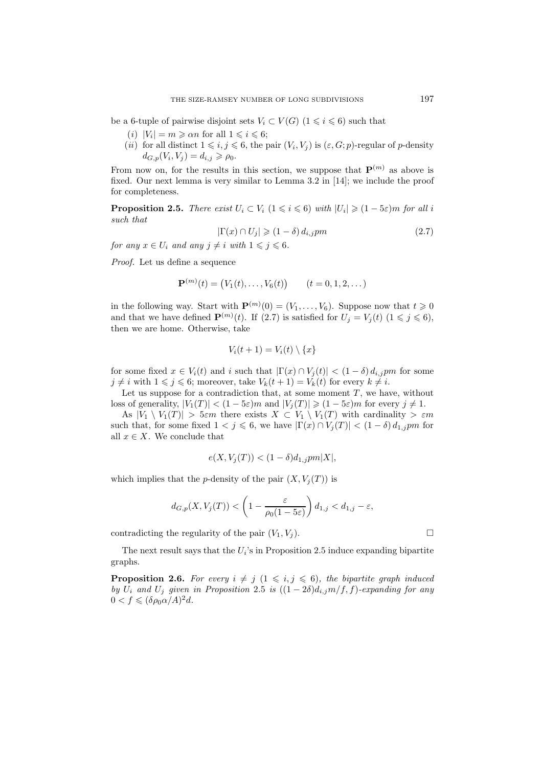be a 6-tuple of pairwise disjoint sets $V_i \subset V(G)$ $(1 \leqslant i \leqslant 6)$ such that

- $(i)$ $|V_i| = m \geqslant \alpha n$ for all $1 \leqslant i \leqslant 6$;
- $(ii)$ for all distinct $1 \leqslant i, j \leqslant 6$, the pair $(V_i, V_j)$ is $(\varepsilon, G; p)$-regular of $p$-density $d_{G,p}(V_i, V_j) = d_{i,j} \geqslant \rho_0$.

From now on, for the results in this section, we suppose that $\mathbf{P}^{(m)}$ as above is fixed. Our next lemma is very similar to Lemma 3.2 in [14]; we include the proof for completeness.

**Proposition 2.5.** *There exist $U_i \subset V_i$ $(1 \leqslant i \leqslant 6)$ with $|U_i| \geqslant (1-5\varepsilon)m$ for all $i$ such that*

$$|\Gamma(x) \cap U_j| \geqslant (1-\delta)\, d_{i,j} pm \tag{2.7}$$

*for any $x \in U_i$ and any $j \neq i$ with $1 \leqslant j \leqslant 6$.*

*Proof.* Let us define a sequence

$$\mathbf{P}^{(m)}(t) = \big(V_1(t), \dots, V_6(t)\big) \qquad (t = 0, 1, 2, \dots)$$

in the following way. Start with $\mathbf{P}^{(m)}(0) = (V_1, \dots, V_6)$. Suppose now that $t \geqslant 0$ and that we have defined $\mathbf{P}^{(m)}(t)$. If (2.7) is satisfied for $U_j = V_j(t)$ $(1 \leqslant j \leqslant 6)$, then we are home. Otherwise, take

$$V_i(t+1) = V_i(t) \setminus \{x\}$$

for some fixed $x \in V_i(t)$ and $i$ such that $|\Gamma(x) \cap V_j(t)| < (1-\delta)\, d_{i,j} pm$ for some $j \neq i$ with $1 \leqslant j \leqslant 6$; moreover, take $V_k(t+1) = V_k(t)$ for every $k \neq i$.

Let us suppose for a contradiction that, at some moment $T$, we have, without loss of generality, $|V_1(T)| < (1-5\varepsilon)m$ and $|V_j(T)| \geqslant (1-5\varepsilon)m$ for every $j \neq 1$.

As $|V_1 \setminus V_1(T)| > 5\varepsilon m$ there exists $X \subset V_1 \setminus V_1(T)$ with cardinality $> \varepsilon m$ such that, for some fixed $1 < j \leqslant 6$, we have $|\Gamma(x) \cap V_j(T)| < (1-\delta)\, d_{1,j} pm$ for all $x \in X$. We conclude that

$$e(X, V_j(T)) < (1-\delta) d_{1,j} pm|X|,$$

which implies that the $p$-density of the pair $(X, V_j(T))$ is

$$d_{G,p}(X, V_j(T)) < \left(1 - \frac{\varepsilon}{\rho_0(1-5\varepsilon)}\right) d_{1,j} < d_{1,j} - \varepsilon,$$

contradicting the regularity of the pair $(V_1, V_j)$. $\square$

The next result says that the $U_i$'s in Proposition 2.5 induce expanding bipartite graphs.

**Proposition 2.6.** *For every $i \neq j$ $(1 \leqslant i, j \leqslant 6)$, the bipartite graph induced by $U_i$ and $U_j$ given in Proposition 2.5 is $((1-2\delta)d_{i,j}m/f, f)$-expanding for any $0 < f \leqslant (\delta\rho_0\alpha/A)^2 d$.*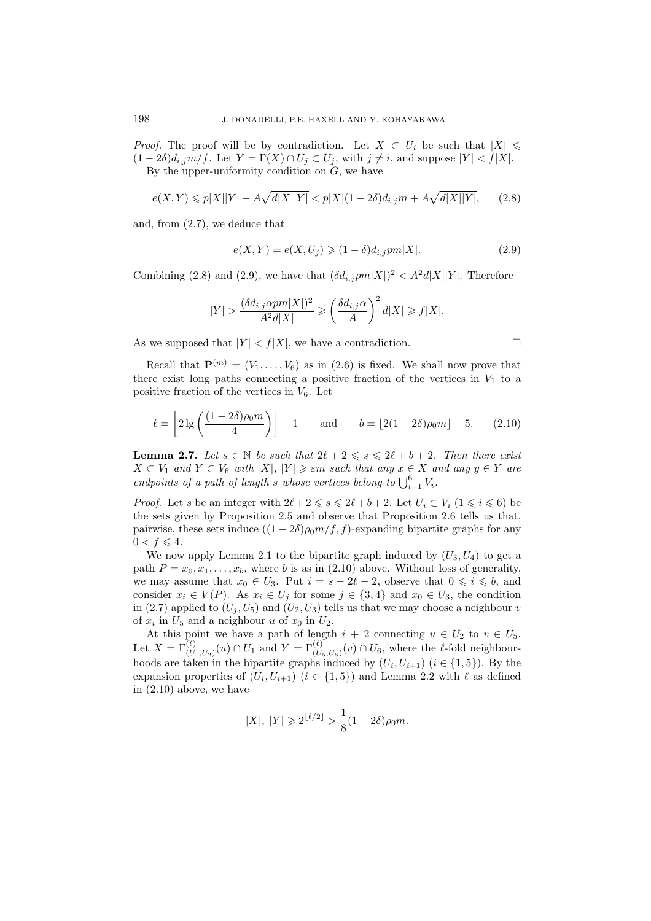*Proof.* The proof will be by contradiction. Let $X \subset U_i$ be such that $|X| \leqslant (1-2\delta)d_{i,j}m/f$. Let $Y = \Gamma(X) \cap U_j \subset U_j$, with $j \neq i$, and suppose $|Y| < f|X|$.

By the upper-uniformity condition on $G$, we have

$$e(X,Y) \leqslant p|X||Y| + A\sqrt{d|X||Y|} < p|X|(1-2\delta)d_{i,j}m + A\sqrt{d|X||Y|}, \qquad (2.8)$$

and, from (2.7), we deduce that

$$e(X,Y) = e(X,U_j) \geqslant (1-\delta)d_{i,j}pm|X|. \qquad (2.9)$$

Combining (2.8) and (2.9), we have that $(\delta d_{i,j}pm|X|)^2 < A^2 d|X||Y|$. Therefore

$$|Y| > \frac{(\delta d_{i,j}\alpha pm|X|)^2}{A^2 d|X|} \geqslant \left(\frac{\delta d_{i,j}\alpha}{A}\right)^2 d|X| \geqslant f|X|.$$

As we supposed that $|Y| < f|X|$, we have a contradiction. $\square$

Recall that $\mathbf{P}^{(m)} = (V_1, \ldots, V_6)$ as in (2.6) is fixed. We shall now prove that there exist long paths connecting a positive fraction of the vertices in $V_1$ to a positive fraction of the vertices in $V_6$. Let

$$\ell = \left\lfloor 2\lg\left(\frac{(1-2\delta)\rho_0 m}{4}\right)\right\rfloor + 1 \qquad \text{and} \qquad b = \lfloor 2(1-2\delta)\rho_0 m\rfloor - 5. \qquad (2.10)$$

**Lemma 2.7.** *Let $s \in \mathbb{N}$ be such that $2\ell + 2 \leqslant s \leqslant 2\ell + b + 2$. Then there exist $X \subset V_1$ and $Y \subset V_6$ with $|X|, |Y| \geqslant \varepsilon m$ such that any $x \in X$ and any $y \in Y$ are endpoints of a path of length $s$ whose vertices belong to $\bigcup_{i=1}^6 V_i$.*

*Proof.* Let $s$ be an integer with $2\ell + 2 \leqslant s \leqslant 2\ell + b + 2$. Let $U_i \subset V_i$ ($1 \leqslant i \leqslant 6$) be the sets given by Proposition 2.5 and observe that Proposition 2.6 tells us that, pairwise, these sets induce $((1-2\delta)\rho_0 m/f, f)$-expanding bipartite graphs for any $0 < f \leqslant 4$.

We now apply Lemma 2.1 to the bipartite graph induced by $(U_3, U_4)$ to get a path $P = x_0, x_1, \ldots, x_b$, where $b$ is as in (2.10) above. Without loss of generality, we may assume that $x_0 \in U_3$. Put $i = s - 2\ell - 2$, observe that $0 \leqslant i \leqslant b$, and consider $x_i \in V(P)$. As $x_i \in U_j$ for some $j \in \{3, 4\}$ and $x_0 \in U_3$, the condition in (2.7) applied to $(U_j, U_5)$ and $(U_2, U_3)$ tells us that we may choose a neighbour $v$ of $x_i$ in $U_5$ and a neighbour $u$ of $x_0$ in $U_2$.

At this point we have a path of length $i + 2$ connecting $u \in U_2$ to $v \in U_5$. Let $X = \Gamma^{(\ell)}_{(U_1,U_2)}(u) \cap U_1$ and $Y = \Gamma^{(\ell)}_{(U_5,U_6)}(v) \cap U_6$, where the $\ell$-fold neighbourhoods are taken in the bipartite graphs induced by $(U_i, U_{i+1})$ ($i \in \{1, 5\}$). By the expansion properties of $(U_i, U_{i+1})$ ($i \in \{1, 5\}$) and Lemma 2.2 with $\ell$ as defined in (2.10) above, we have

$$|X|,\ |Y| \geqslant 2^{\lfloor \ell/2 \rfloor} > \frac{1}{8}(1-2\delta)\rho_0 m.$$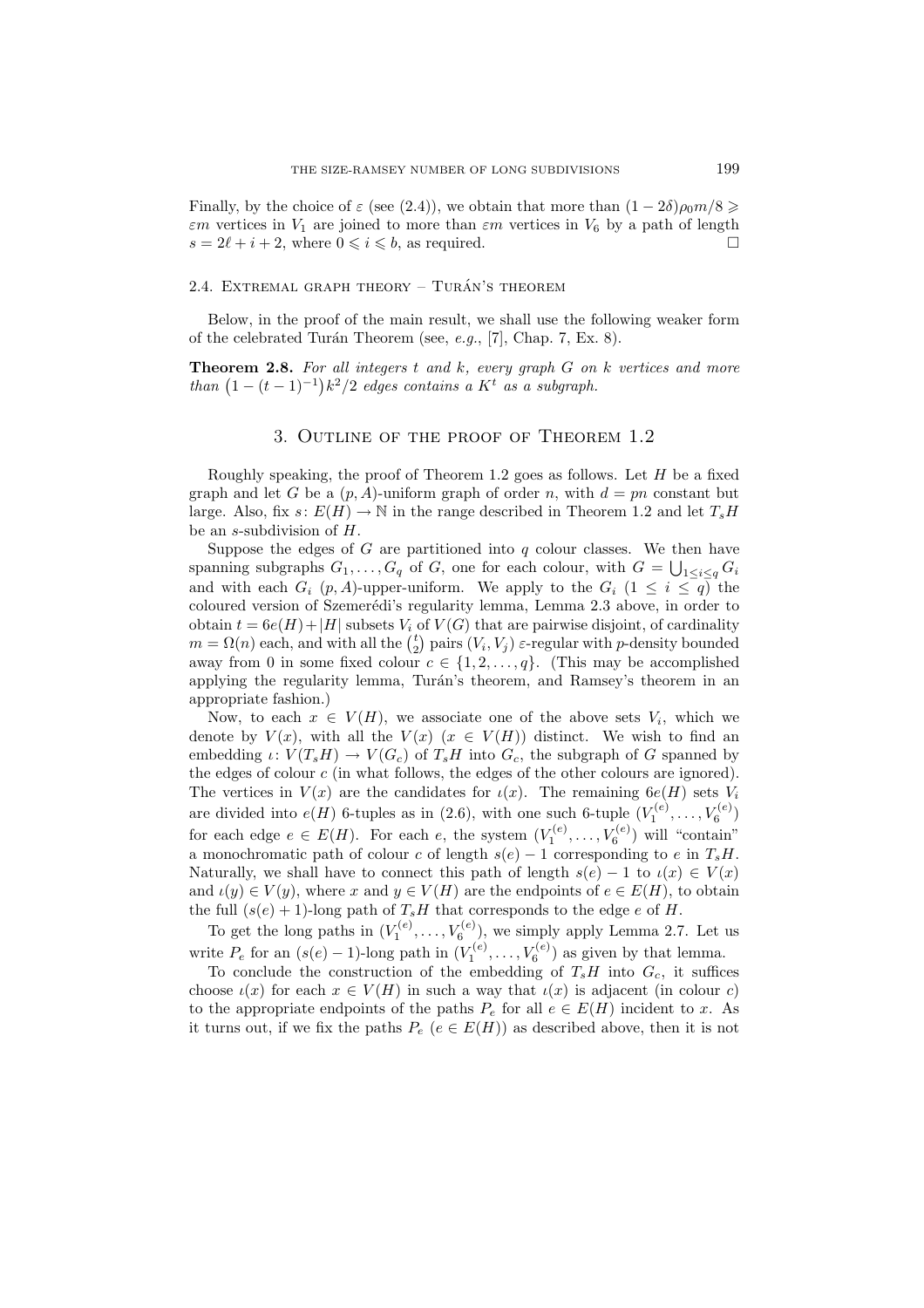Finally, by the choice of $\varepsilon$ (see (2.4)), we obtain that more than $(1-2\delta)\rho_0 m/8 \geqslant \varepsilon m$ vertices in $V_1$ are joined to more than $\varepsilon m$ vertices in $V_6$ by a path of length $s = 2\ell + i + 2$, where $0 \leqslant i \leqslant b$, as required. $\square$

### 2.4. Extremal graph theory – Turán's theorem

Below, in the proof of the main result, we shall use the following weaker form of the celebrated Turán Theorem (see, *e.g.*, [7], Chap. 7, Ex. 8).

**Theorem 2.8.** *For all integers $t$ and $k$, every graph $G$ on $k$ vertices and more than $\big(1-(t-1)^{-1}\big)k^2/2$ edges contains a $K^t$ as a subgraph.*

## 3. Outline of the proof of Theorem 1.2

Roughly speaking, the proof of Theorem 1.2 goes as follows. Let $H$ be a fixed graph and let $G$ be a $(p, A)$-uniform graph of order $n$, with $d = pn$ constant but large. Also, fix $s\colon E(H) \to \mathbb{N}$ in the range described in Theorem 1.2 and let $T_sH$ be an $s$-subdivision of $H$.

Suppose the edges of $G$ are partitioned into $q$ colour classes. We then have spanning subgraphs $G_1, \ldots, G_q$ of $G$, one for each colour, with $G = \bigcup_{1\leq i \leq q} G_i$ and with each $G_i$ $(p, A)$-upper-uniform. We apply to the $G_i$ $(1 \leq i \leq q)$ the coloured version of Szemerédi's regularity lemma, Lemma 2.3 above, in order to obtain $t = 6e(H) + |H|$ subsets $V_i$ of $V(G)$ that are pairwise disjoint, of cardinality $m = \Omega(n)$ each, and with all the $\binom{t}{2}$ pairs $(V_i, V_j)$ $\varepsilon$-regular with $p$-density bounded away from 0 in some fixed colour $c \in \{1, 2, \ldots, q\}$. (This may be accomplished applying the regularity lemma, Turán's theorem, and Ramsey's theorem in an appropriate fashion.)

Now, to each $x \in V(H)$, we associate one of the above sets $V_i$, which we denote by $V(x)$, with all the $V(x)$ $(x \in V(H))$ distinct. We wish to find an embedding $\iota\colon V(T_sH) \to V(G_c)$ of $T_sH$ into $G_c$, the subgraph of $G$ spanned by the edges of colour $c$ (in what follows, the edges of the other colours are ignored). The vertices in $V(x)$ are the candidates for $\iota(x)$. The remaining $6e(H)$ sets $V_i$ are divided into $e(H)$ 6-tuples as in (2.6), with one such 6-tuple $(V_1^{(e)}, \ldots, V_6^{(e)})$ for each edge $e \in E(H)$. For each $e$, the system $(V_1^{(e)}, \ldots, V_6^{(e)})$ will "contain" a monochromatic path of colour $c$ of length $s(e) - 1$ corresponding to $e$ in $T_sH$. Naturally, we shall have to connect this path of length $s(e) - 1$ to $\iota(x) \in V(x)$ and $\iota(y) \in V(y)$, where $x$ and $y \in V(H)$ are the endpoints of $e \in E(H)$, to obtain the full $(s(e) + 1)$-long path of $T_sH$ that corresponds to the edge $e$ of $H$.

To get the long paths in $(V_1^{(e)}, \ldots, V_6^{(e)})$, we simply apply Lemma 2.7. Let us write $P_e$ for an $(s(e) - 1)$-long path in $(V_1^{(e)}, \ldots, V_6^{(e)})$ as given by that lemma.

To conclude the construction of the embedding of $T_sH$ into $G_c$, it suffices choose $\iota(x)$ for each $x \in V(H)$ in such a way that $\iota(x)$ is adjacent (in colour $c$) to the appropriate endpoints of the paths $P_e$ for all $e \in E(H)$ incident to $x$. As it turns out, if we fix the paths $P_e$ $(e \in E(H))$ as described above, then it is not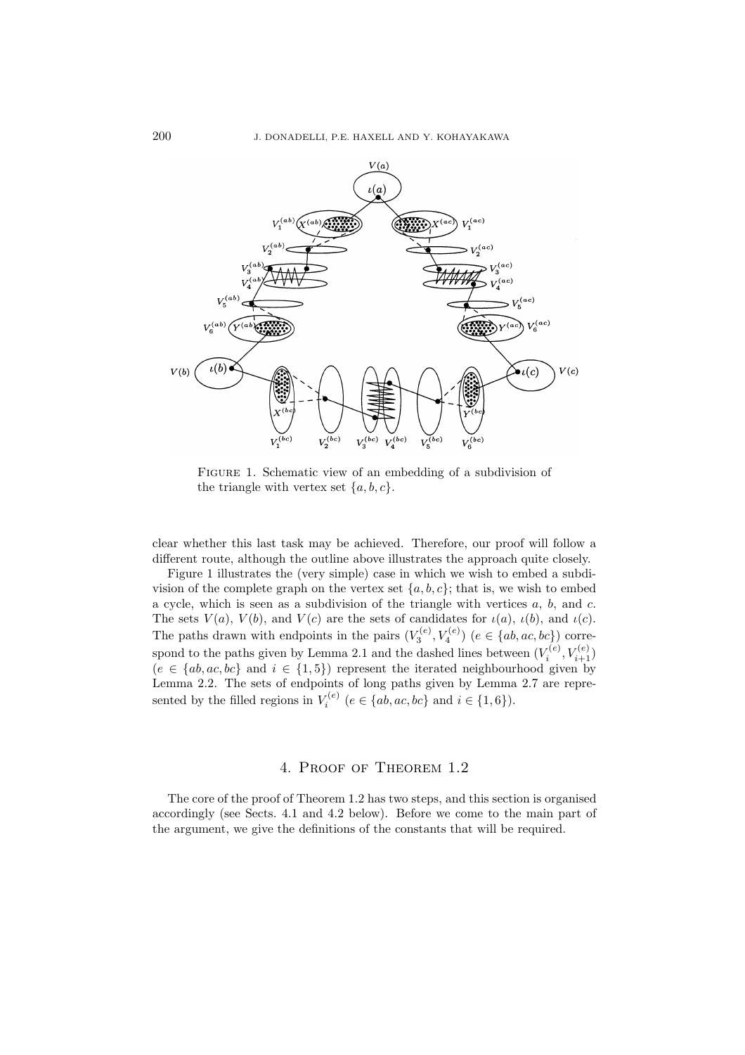FIGURE 1. Schematic view of an embedding of a subdivision of the triangle with vertex set $\{a, b, c\}$.

clear whether this last task may be achieved. Therefore, our proof will follow a different route, although the outline above illustrates the approach quite closely.

Figure 1 illustrates the (very simple) case in which we wish to embed a subdivision of the complete graph on the vertex set $\{a, b, c\}$; that is, we wish to embed a cycle, which is seen as a subdivision of the triangle with vertices $a$, $b$, and $c$. The sets $V(a)$, $V(b)$, and $V(c)$ are the sets of candidates for $\iota(a)$, $\iota(b)$, and $\iota(c)$. The paths drawn with endpoints in the pairs $(V_3^{(e)}, V_4^{(e)})$ ($e \in \{ab, ac, bc\}$) correspond to the paths given by Lemma 2.1 and the dashed lines between $(V_i^{(e)}, V_{i+1}^{(e)})$ ($e \in \{ab, ac, bc\}$ and $i \in \{1, 5\}$) represent the iterated neighbourhood given by Lemma 2.2. The sets of endpoints of long paths given by Lemma 2.7 are represented by the filled regions in $V_i^{(e)}$ ($e \in \{ab, ac, bc\}$ and $i \in \{1, 6\}$).

## 4. Proof of Theorem 1.2

The core of the proof of Theorem 1.2 has two steps, and this section is organised accordingly (see Sects. 4.1 and 4.2 below). Before we come to the main part of the argument, we give the definitions of the constants that will be required.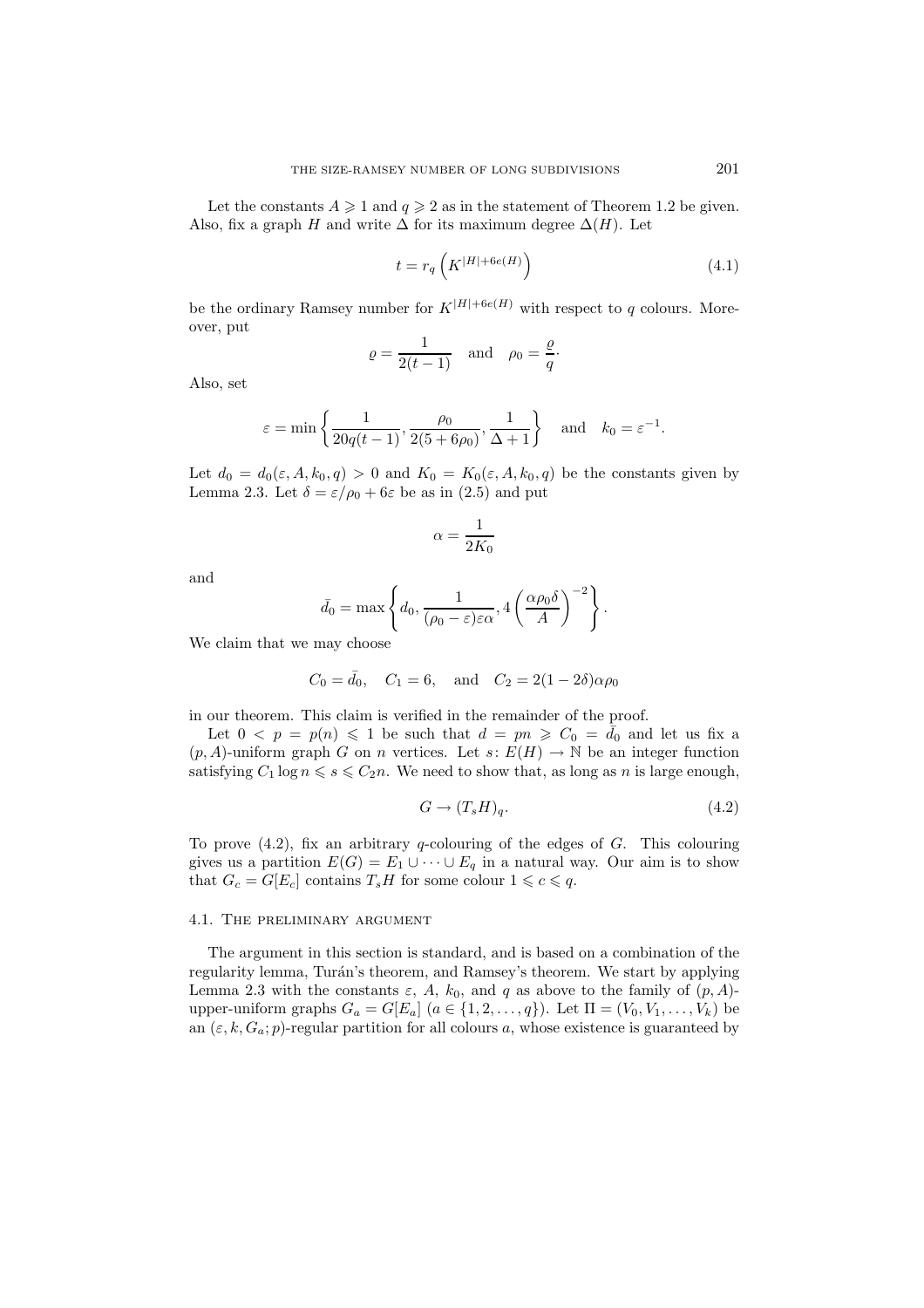Let the constants $A \geqslant 1$ and $q \geqslant 2$ as in the statement of Theorem 1.2 be given. Also, fix a graph $H$ and write $\Delta$ for its maximum degree $\Delta(H)$. Let

$$t = r_q\left(K^{|H|+6e(H)}\right) \tag{4.1}$$

be the ordinary Ramsey number for $K^{|H|+6e(H)}$ with respect to $q$ colours. Moreover, put

$$\varrho = \frac{1}{2(t-1)} \quad \text{and} \quad \rho_0 = \frac{\varrho}{q}.$$

Also, set

$$\varepsilon = \min\left\{\frac{1}{20q(t-1)}, \frac{\rho_0}{2(5+6\rho_0)}, \frac{1}{\Delta+1}\right\} \quad \text{and} \quad k_0 = \varepsilon^{-1}.$$

Let $d_0 = d_0(\varepsilon, A, k_0, q) > 0$ and $K_0 = K_0(\varepsilon, A, k_0, q)$ be the constants given by Lemma 2.3. Let $\delta = \varepsilon/\rho_0 + 6\varepsilon$ be as in (2.5) and put

$$\alpha = \frac{1}{2K_0}$$

and

$$\bar{d}_0 = \max\left\{d_0, \frac{1}{(\rho_0 - \varepsilon)\varepsilon\alpha}, 4\left(\frac{\alpha\rho_0\delta}{A}\right)^{-2}\right\}.$$

We claim that we may choose

$$C_0 = \bar{d}_0, \quad C_1 = 6, \quad \text{and} \quad C_2 = 2(1-2\delta)\alpha\rho_0$$

in our theorem. This claim is verified in the remainder of the proof.

Let $0 < p = p(n) \leqslant 1$ be such that $d = pn \geqslant C_0 = \bar{d}_0$ and let us fix a $(p, A)$-uniform graph $G$ on $n$ vertices. Let $s\colon E(H) \to \mathbb{N}$ be an integer function satisfying $C_1 \log n \leqslant s \leqslant C_2 n$. We need to show that, as long as $n$ is large enough,

$$G \to (T_s H)_q. \tag{4.2}$$

To prove (4.2), fix an arbitrary $q$-colouring of the edges of $G$. This colouring gives us a partition $E(G) = E_1 \cup \cdots \cup E_q$ in a natural way. Our aim is to show that $G_c = G[E_c]$ contains $T_s H$ for some colour $1 \leqslant c \leqslant q$.

### 4.1. The preliminary argument

The argument in this section is standard, and is based on a combination of the regularity lemma, Turán's theorem, and Ramsey's theorem. We start by applying Lemma 2.3 with the constants $\varepsilon$, $A$, $k_0$, and $q$ as above to the family of $(p, A)$-upper-uniform graphs $G_a = G[E_a]$ ($a \in \{1, 2, \ldots, q\}$). Let $\Pi = (V_0, V_1, \ldots, V_k)$ be an $(\varepsilon, k, G_a; p)$-regular partition for all colours $a$, whose existence is guaranteed by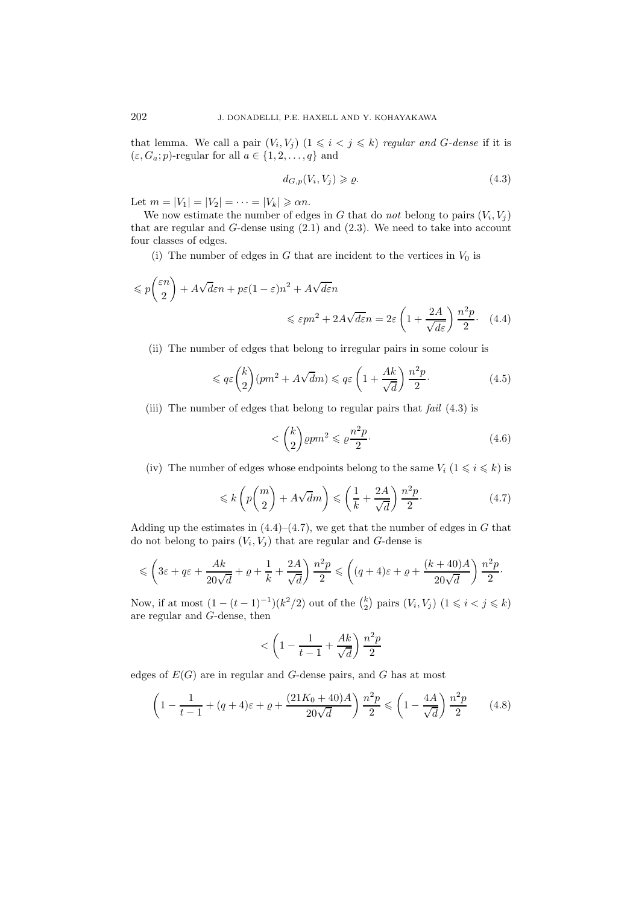that lemma. We call a pair $(V_i, V_j)$ $(1 \leqslant i < j \leqslant k)$ *regular and $G$-dense* if it is $(\varepsilon, G_a; p)$-regular for all $a \in \{1, 2, \ldots, q\}$ and

$$d_{G,p}(V_i, V_j) \geqslant \varrho. \tag{4.3}$$

Let $m = |V_1| = |V_2| = \cdots = |V_k| \geqslant \alpha n$.

We now estimate the number of edges in $G$ that do *not* belong to pairs $(V_i, V_j)$ that are regular and $G$-dense using (2.1) and (2.3). We need to take into account four classes of edges.

(i) The number of edges in $G$ that are incident to the vertices in $V_0$ is

$$\leqslant p\binom{\varepsilon n}{2} + A\sqrt{d}\varepsilon n + p\varepsilon(1-\varepsilon)n^2 + A\sqrt{d\varepsilon}n$$
$$\leqslant \varepsilon p n^2 + 2A\sqrt{d\varepsilon}n = 2\varepsilon\left(1 + \frac{2A}{\sqrt{d\varepsilon}}\right)\frac{n^2 p}{2}\cdot \tag{4.4}$$

(ii) The number of edges that belong to irregular pairs in some colour is

$$\leqslant q\varepsilon\binom{k}{2}(pm^2 + A\sqrt{d}m) \leqslant q\varepsilon\left(1 + \frac{Ak}{\sqrt{d}}\right)\frac{n^2 p}{2}\cdot \tag{4.5}$$

(iii) The number of edges that belong to regular pairs that *fail* (4.3) is

$$< \binom{k}{2}\varrho p m^2 \leqslant \varrho\frac{n^2 p}{2}\cdot \tag{4.6}$$

(iv) The number of edges whose endpoints belong to the same $V_i$ $(1 \leqslant i \leqslant k)$ is

$$\leqslant k\left(p\binom{m}{2} + A\sqrt{d}m\right) \leqslant \left(\frac{1}{k} + \frac{2A}{\sqrt{d}}\right)\frac{n^2 p}{2}\cdot \tag{4.7}$$

Adding up the estimates in (4.4)–(4.7), we get that the number of edges in $G$ that do not belong to pairs $(V_i, V_j)$ that are regular and $G$-dense is

$$\leqslant \left(3\varepsilon + q\varepsilon + \frac{Ak}{20\sqrt{d}} + \varrho + \frac{1}{k} + \frac{2A}{\sqrt{d}}\right)\frac{n^2 p}{2} \leqslant \left((q+4)\varepsilon + \varrho + \frac{(k+40)A}{20\sqrt{d}}\right)\frac{n^2 p}{2}\cdot$$

Now, if at most $(1 - (t-1)^{-1})(k^2/2)$ out of the $\binom{k}{2}$ pairs $(V_i, V_j)$ $(1 \leqslant i < j \leqslant k)$ are regular and $G$-dense, then

$$< \left(1 - \frac{1}{t-1} + \frac{Ak}{\sqrt{d}}\right)\frac{n^2 p}{2}$$

edges of $E(G)$ are in regular and $G$-dense pairs, and $G$ has at most

$$\left(1 - \frac{1}{t-1} + (q+4)\varepsilon + \varrho + \frac{(21K_0 + 40)A}{20\sqrt{d}}\right)\frac{n^2 p}{2} \leqslant \left(1 - \frac{4A}{\sqrt{d}}\right)\frac{n^2 p}{2} \tag{4.8}$$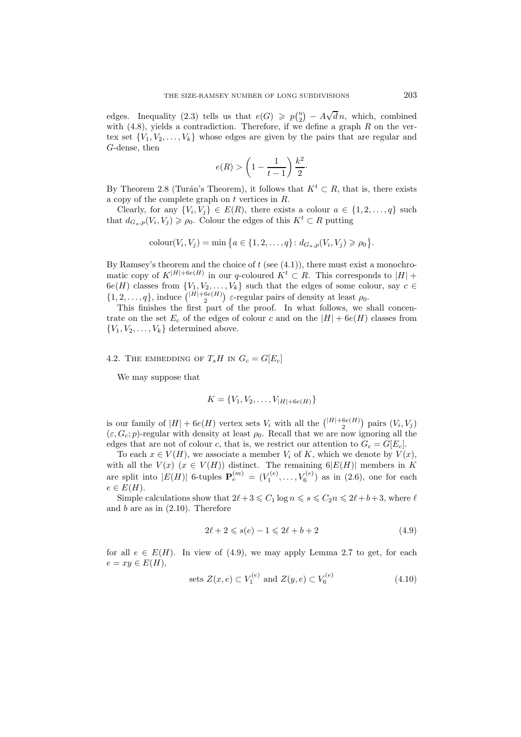edges. Inequality (2.3) tells us that $e(G) \geqslant p\binom{n}{2} - A\sqrt{d}\,n$, which, combined with (4.8), yields a contradiction. Therefore, if we define a graph $R$ on the vertex set $\{V_1, V_2, \ldots, V_k\}$ whose edges are given by the pairs that are regular and $G$-dense, then

$$e(R) > \left(1 - \frac{1}{t-1}\right)\frac{k^2}{2}.$$

By Theorem 2.8 (Turán's Theorem), it follows that $K^t \subset R$, that is, there exists a copy of the complete graph on $t$ vertices in $R$.

Clearly, for any $\{V_i, V_j\} \in E(R)$, there exists a colour $a \in \{1, 2, \ldots, q\}$ such that $d_{G_a,p}(V_i, V_j) \geqslant \rho_0$. Colour the edges of this $K^t \subset R$ putting

$$\text{colour}(V_i, V_j) = \min\left\{a \in \{1, 2, \ldots, q\} \colon d_{G_a,p}(V_i, V_j) \geqslant \rho_0\right\}.$$

By Ramsey's theorem and the choice of $t$ (see (4.1)), there must exist a monochromatic copy of $K^{|H|+6e(H)}$ in our $q$-coloured $K^t \subset R$. This corresponds to $|H| + 6e(H)$ classes from $\{V_1, V_2, \ldots, V_k\}$ such that the edges of some colour, say $c \in \{1, 2, \ldots, q\}$, induce $\binom{|H|+6e(H)}{2}$ $\varepsilon$-regular pairs of density at least $\rho_0$.

This finishes the first part of the proof. In what follows, we shall concentrate on the set $E_c$ of the edges of colour $c$ and on the $|H| + 6e(H)$ classes from $\{V_1, V_2, \ldots, V_k\}$ determined above.

## 4.2. The embedding of $T_sH$ in $G_c = G[E_c]$

We may suppose that

$$K = \{V_1, V_2, \ldots, V_{|H|+6e(H)}\}$$

is our family of $|H| + 6e(H)$ vertex sets $V_i$ with all the $\binom{|H|+6e(H)}{2}$ pairs $(V_i, V_j)$ $(\varepsilon, G_c; p)$-regular with density at least $\rho_0$. Recall that we are now ignoring all the edges that are not of colour $c$, that is, we restrict our attention to $G_c = G[E_c]$.

To each $x \in V(H)$, we associate a member $V_i$ of $K$, which we denote by $V(x)$, with all the $V(x)$ $(x \in V(H))$ distinct. The remaining $6|E(H)|$ members in $K$ are split into $|E(H)|$ 6-tuples $\mathbf{P}_e^{(m)} = (V_1^{(e)}, \ldots, V_6^{(e)})$ as in (2.6), one for each $e \in E(H)$.

Simple calculations show that $2\ell + 3 \leqslant C_1 \log n \leqslant s \leqslant C_2 n \leqslant 2\ell + b + 3$, where $\ell$ and $b$ are as in (2.10). Therefore

$$2\ell + 2 \leqslant s(e) - 1 \leqslant 2\ell + b + 2 \tag{4.9}$$

for all $e \in E(H)$. In view of (4.9), we may apply Lemma 2.7 to get, for each $e = xy \in E(H)$,

$$\text{sets } Z(x, e) \subset V_1^{(e)} \text{ and } Z(y, e) \subset V_6^{(e)} \tag{4.10}$$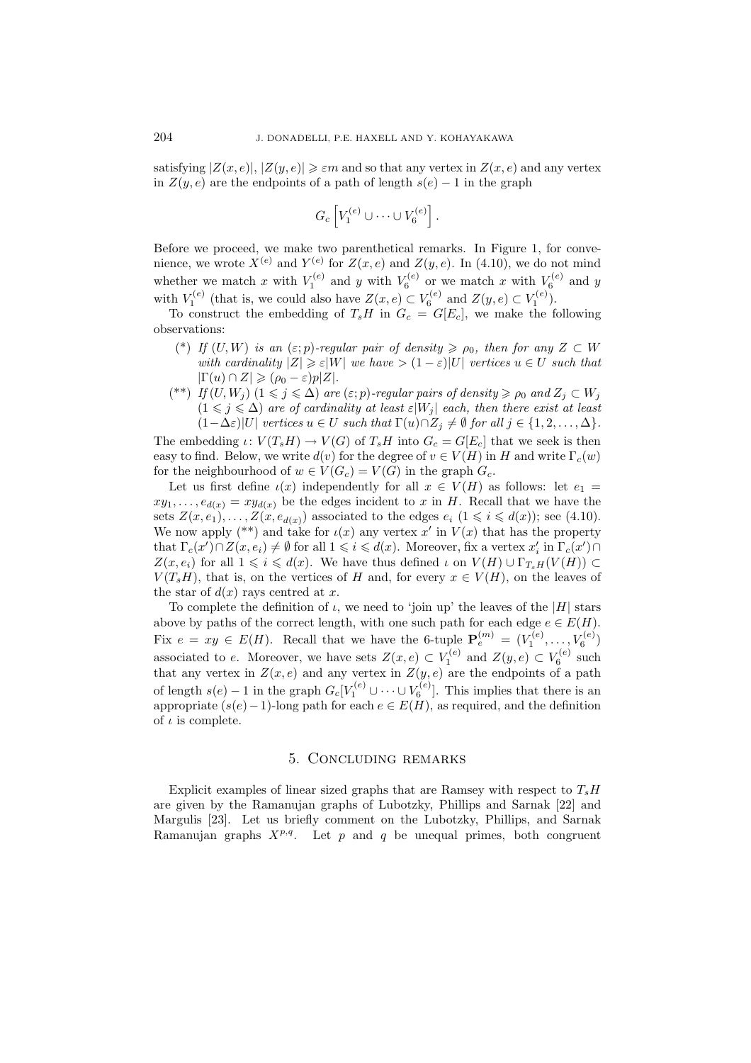satisfying $|Z(x,e)|$, $|Z(y,e)| \geqslant \varepsilon m$ and so that any vertex in $Z(x,e)$ and any vertex in $Z(y,e)$ are the endpoints of a path of length $s(e)-1$ in the graph

$$G_c\left[V_1^{(e)} \cup \cdots \cup V_6^{(e)}\right].$$

Before we proceed, we make two parenthetical remarks. In Figure 1, for convenience, we wrote $X^{(e)}$ and $Y^{(e)}$ for $Z(x,e)$ and $Z(y,e)$. In (4.10), we do not mind whether we match $x$ with $V_1^{(e)}$ and $y$ with $V_6^{(e)}$ or we match $x$ with $V_6^{(e)}$ and $y$ with $V_1^{(e)}$ (that is, we could also have $Z(x,e) \subset V_6^{(e)}$ and $Z(y,e) \subset V_1^{(e)}$).

To construct the embedding of $T_sH$ in $G_c = G[E_c]$, we make the following observations:

- (\*) *If $(U,W)$ is an $(\varepsilon;p)$-regular pair of density $\geqslant \rho_0$, then for any $Z \subset W$ with cardinality $|Z| \geqslant \varepsilon|W|$ we have $> (1-\varepsilon)|U|$ vertices $u \in U$ such that $|\Gamma(u) \cap Z| \geqslant (\rho_0 - \varepsilon)p|Z|$.*
- (\*\*) *If $(U,W_j)$ $(1 \leqslant j \leqslant \Delta)$ are $(\varepsilon;p)$-regular pairs of density $\geqslant \rho_0$ and $Z_j \subset W_j$ $(1 \leqslant j \leqslant \Delta)$ are of cardinality at least $\varepsilon|W_j|$ each, then there exist at least $(1-\Delta\varepsilon)|U|$ vertices $u \in U$ such that $\Gamma(u) \cap Z_j \neq \emptyset$ for all $j \in \{1,2,\ldots,\Delta\}$.*

The embedding $\iota\colon V(T_sH) \to V(G)$ of $T_sH$ into $G_c = G[E_c]$ that we seek is then easy to find. Below, we write $d(v)$ for the degree of $v \in V(H)$ in $H$ and write $\Gamma_c(w)$ for the neighbourhood of $w \in V(G_c) = V(G)$ in the graph $G_c$.

Let us first define $\iota(x)$ independently for all $x \in V(H)$ as follows: let $e_1 = xy_1, \ldots, e_{d(x)} = xy_{d(x)}$ be the edges incident to $x$ in $H$. Recall that we have the sets $Z(x,e_1), \ldots, Z(x,e_{d(x)})$ associated to the edges $e_i$ $(1 \leqslant i \leqslant d(x))$; see (4.10). We now apply (\*\*) and take for $\iota(x)$ any vertex $x'$ in $V(x)$ that has the property that $\Gamma_c(x') \cap Z(x,e_i) \neq \emptyset$ for all $1 \leqslant i \leqslant d(x)$. Moreover, fix a vertex $x_i'$ in $\Gamma_c(x') \cap Z(x,e_i)$ for all $1 \leqslant i \leqslant d(x)$. We have thus defined $\iota$ on $V(H) \cup \Gamma_{T_sH}(V(H)) \subset V(T_sH)$, that is, on the vertices of $H$ and, for every $x \in V(H)$, on the leaves of the star of $d(x)$ rays centred at $x$.

To complete the definition of $\iota$, we need to 'join up' the leaves of the $|H|$ stars above by paths of the correct length, with one such path for each edge $e \in E(H)$. Fix $e = xy \in E(H)$. Recall that we have the 6-tuple $\mathbf{P}_e^{(m)} = (V_1^{(e)}, \ldots, V_6^{(e)})$ associated to $e$. Moreover, we have sets $Z(x,e) \subset V_1^{(e)}$ and $Z(y,e) \subset V_6^{(e)}$ such that any vertex in $Z(x,e)$ and any vertex in $Z(y,e)$ are the endpoints of a path of length $s(e)-1$ in the graph $G_c[V_1^{(e)} \cup \cdots \cup V_6^{(e)}]$. This implies that there is an appropriate $(s(e)-1)$-long path for each $e \in E(H)$, as required, and the definition of $\iota$ is complete.

## 5. Concluding remarks

Explicit examples of linear sized graphs that are Ramsey with respect to $T_sH$ are given by the Ramanujan graphs of Lubotzky, Phillips and Sarnak [22] and Margulis [23]. Let us briefly comment on the Lubotzky, Phillips, and Sarnak Ramanujan graphs $X^{p,q}$. Let $p$ and $q$ be unequal primes, both congruent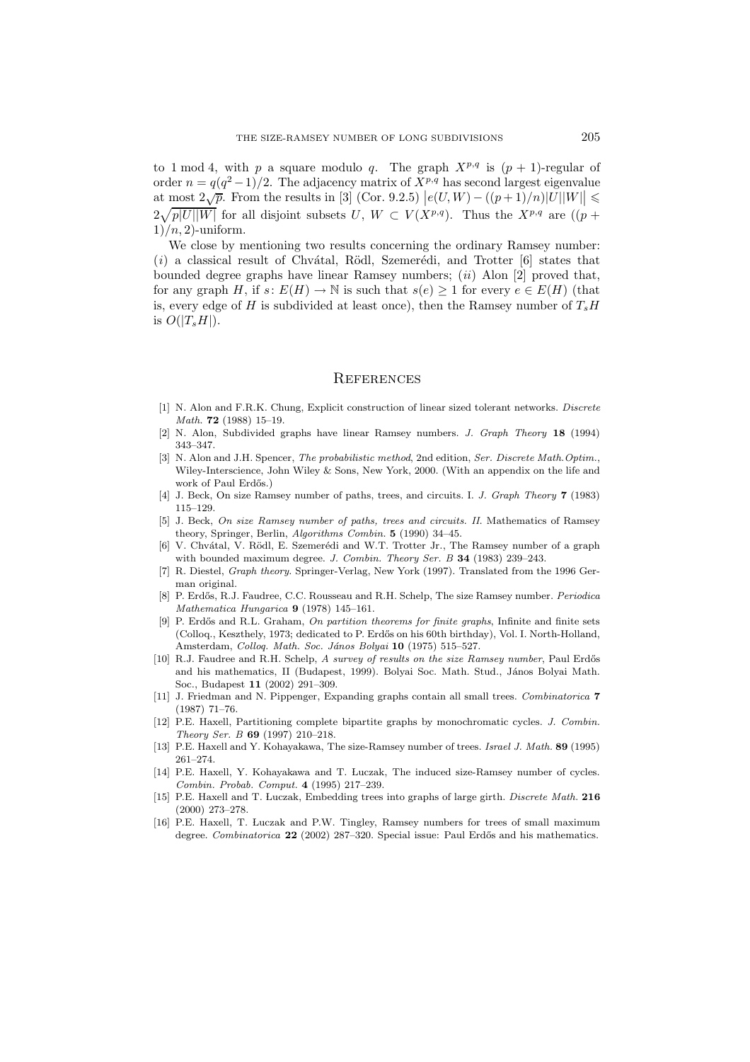to 1 mod 4, with $p$ a square modulo $q$. The graph $X^{p,q}$ is $(p+1)$-regular of order $n = q(q^2-1)/2$. The adjacency matrix of $X^{p,q}$ has second largest eigenvalue at most $2\sqrt{p}$. From the results in [3] (Cor. 9.2.5) $\left|e(U,W) - ((p+1)/n)|U||W|\right| \leqslant 2\sqrt{p|U||W|}$ for all disjoint subsets $U$, $W \subset V(X^{p,q})$. Thus the $X^{p,q}$ are $((p+1)/n, 2)$-uniform.

We close by mentioning two results concerning the ordinary Ramsey number: $(i)$ a classical result of Chvátal, Rödl, Szemerédi, and Trotter [6] states that bounded degree graphs have linear Ramsey numbers; $(ii)$ Alon [2] proved that, for any graph $H$, if $s\colon E(H) \to \mathbb{N}$ is such that $s(e) \geq 1$ for every $e \in E(H)$ (that is, every edge of $H$ is subdivided at least once), then the Ramsey number of $T_sH$ is $O(|T_sH|)$.

## References

[1] N. Alon and F.R.K. Chung, Explicit construction of linear sized tolerant networks. *Discrete Math.* **72** (1988) 15–19.

[2] N. Alon, Subdivided graphs have linear Ramsey numbers. *J. Graph Theory* **18** (1994) 343–347.

[3] N. Alon and J.H. Spencer, *The probabilistic method*, 2nd edition, *Ser. Discrete Math.Optim.*, Wiley-Interscience, John Wiley & Sons, New York, 2000. (With an appendix on the life and work of Paul Erdős.)

[4] J. Beck, On size Ramsey number of paths, trees, and circuits. I. *J. Graph Theory* **7** (1983) 115–129.

[5] J. Beck, *On size Ramsey number of paths, trees and circuits. II.* Mathematics of Ramsey theory, Springer, Berlin, *Algorithms Combin.* **5** (1990) 34–45.

[6] V. Chvátal, V. Rödl, E. Szemerédi and W.T. Trotter Jr., The Ramsey number of a graph with bounded maximum degree. *J. Combin. Theory Ser. B* **34** (1983) 239–243.

[7] R. Diestel, *Graph theory.* Springer-Verlag, New York (1997). Translated from the 1996 German original.

[8] P. Erdős, R.J. Faudree, C.C. Rousseau and R.H. Schelp, The size Ramsey number. *Periodica Mathematica Hungarica* **9** (1978) 145–161.

[9] P. Erdős and R.L. Graham, *On partition theorems for finite graphs*, Infinite and finite sets (Colloq., Keszthely, 1973; dedicated to P. Erdős on his 60th birthday), Vol. I. North-Holland, Amsterdam, *Colloq. Math. Soc. János Bolyai* **10** (1975) 515–527.

[10] R.J. Faudree and R.H. Schelp, *A survey of results on the size Ramsey number*, Paul Erdős and his mathematics, II (Budapest, 1999). Bolyai Soc. Math. Stud., János Bolyai Math. Soc., Budapest **11** (2002) 291–309.

[11] J. Friedman and N. Pippenger, Expanding graphs contain all small trees. *Combinatorica* **7** (1987) 71–76.

[12] P.E. Haxell, Partitioning complete bipartite graphs by monochromatic cycles. *J. Combin. Theory Ser. B* **69** (1997) 210–218.

[13] P.E. Haxell and Y. Kohayakawa, The size-Ramsey number of trees. *Israel J. Math.* **89** (1995) 261–274.

[14] P.E. Haxell, Y. Kohayakawa and T. Łuczak, The induced size-Ramsey number of cycles. *Combin. Probab. Comput.* **4** (1995) 217–239.

[15] P.E. Haxell and T. Łuczak, Embedding trees into graphs of large girth. *Discrete Math.* **216** (2000) 273–278.

[16] P.E. Haxell, T. Łuczak and P.W. Tingley, Ramsey numbers for trees of small maximum degree. *Combinatorica* **22** (2002) 287–320. Special issue: Paul Erdős and his mathematics.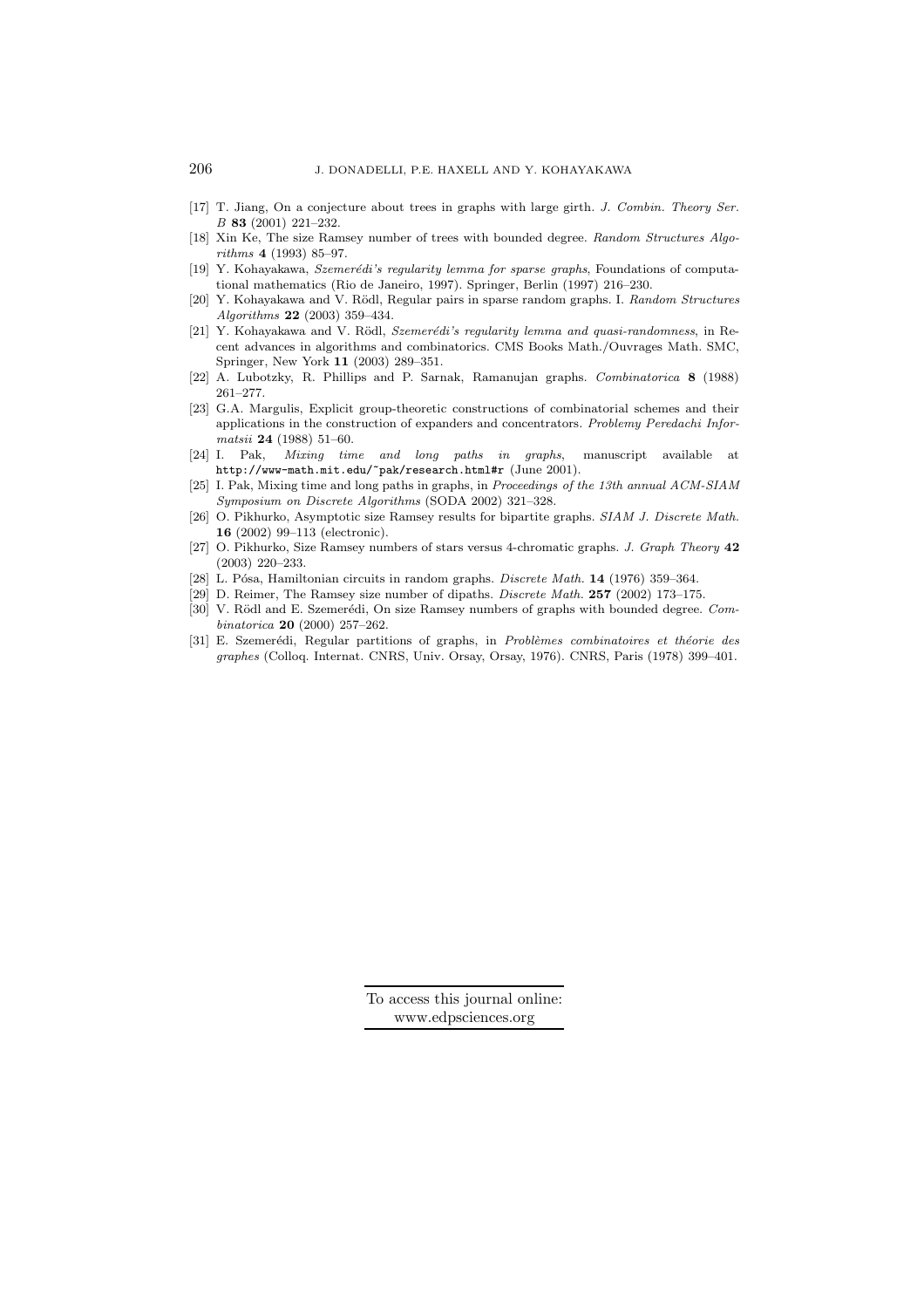[17] T. Jiang, On a conjecture about trees in graphs with large girth. *J. Combin. Theory Ser. B* **83** (2001) 221–232.

[18] Xin Ke, The size Ramsey number of trees with bounded degree. *Random Structures Algorithms* **4** (1993) 85–97.

[19] Y. Kohayakawa, *Szemerédi's regularity lemma for sparse graphs*, Foundations of computational mathematics (Rio de Janeiro, 1997). Springer, Berlin (1997) 216–230.

[20] Y. Kohayakawa and V. Rödl, Regular pairs in sparse random graphs. I. *Random Structures Algorithms* **22** (2003) 359–434.

[21] Y. Kohayakawa and V. Rödl, *Szemerédi's regularity lemma and quasi-randomness*, in Recent advances in algorithms and combinatorics. CMS Books Math./Ouvrages Math. SMC, Springer, New York **11** (2003) 289–351.

[22] A. Lubotzky, R. Phillips and P. Sarnak, Ramanujan graphs. *Combinatorica* **8** (1988) 261–277.

[23] G.A. Margulis, Explicit group-theoretic constructions of combinatorial schemes and their applications in the construction of expanders and concentrators. *Problemy Peredachi Informatsii* **24** (1988) 51–60.

[24] I. Pak, *Mixing time and long paths in graphs*, manuscript available at http://www-math.mit.edu/~pak/research.html#r (June 2001).

[25] I. Pak, Mixing time and long paths in graphs, in *Proceedings of the 13th annual ACM-SIAM Symposium on Discrete Algorithms* (SODA 2002) 321–328.

[26] O. Pikhurko, Asymptotic size Ramsey results for bipartite graphs. *SIAM J. Discrete Math.* **16** (2002) 99–113 (electronic).

[27] O. Pikhurko, Size Ramsey numbers of stars versus 4-chromatic graphs. *J. Graph Theory* **42** (2003) 220–233.

[28] L. Pósa, Hamiltonian circuits in random graphs. *Discrete Math.* **14** (1976) 359–364.

[29] D. Reimer, The Ramsey size number of dipaths. *Discrete Math.* **257** (2002) 173–175.

[30] V. Rödl and E. Szemerédi, On size Ramsey numbers of graphs with bounded degree. *Combinatorica* **20** (2000) 257–262.

[31] E. Szemerédi, Regular partitions of graphs, in *Problèmes combinatoires et théorie des graphes* (Colloq. Internat. CNRS, Univ. Orsay, Orsay, 1976). CNRS, Paris (1978) 399–401.

To access this journal online:
www.edpsciences.org